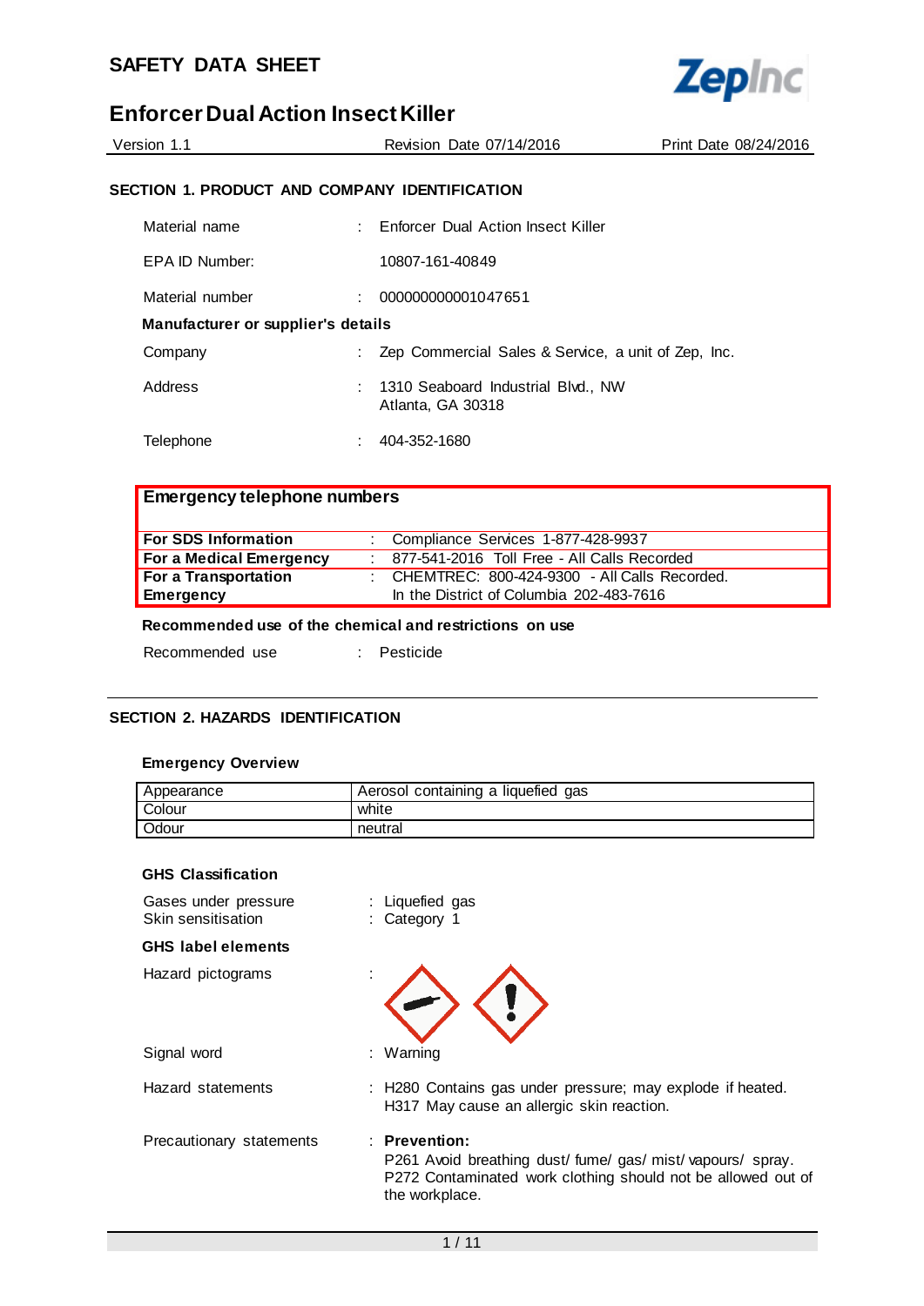# SAFETY DATA SHEET

## Enforcer Dual Action Insect Killer

Version 1.1 | Revision Date 07/14/2016 | Print Date 08/24/2016

### SECTION 1. PRODUCT AND COMPANY IDENTIFICATION

Material name : Enforcer Dual Action Insect Killer

EPA ID Number: 10807-161-40849

Material number : 000000000001047651

**Manufacturer or supplier's details**

Company : Zep Commercial Sales & Service, a unit of Zep, Inc.

Address : 1310 Seaboard Industrial Blvd., NW
Atlanta, GA 30318

Telephone : 404-352-1680

| **Emergency telephone numbers** | | |
|---|---|---|
| **For SDS Information** | : | Compliance Services 1-877-428-9937 |
| **For a Medical Emergency** | : | 877-541-2016 Toll Free - All Calls Recorded |
| **For a Transportation Emergency** | : | CHEMTREC: 800-424-9300 - All Calls Recorded. In the District of Columbia 202-483-7616 |

**Recommended use of the chemical and restrictions on use**

Recommended use : Pesticide

### SECTION 2. HAZARDS IDENTIFICATION

**Emergency Overview**

| Appearance | Aerosol containing a liquefied gas |
|---|---|
| Colour | white |
| Odour | neutral |

**GHS Classification**

Gases under pressure : Liquefied gas
Skin sensitisation : Category 1

**GHS label elements**

Hazard pictograms :

Signal word : Warning

Hazard statements : H280 Contains gas under pressure; may explode if heated.
H317 May cause an allergic skin reaction.

Precautionary statements : **Prevention:**
P261 Avoid breathing dust/ fume/ gas/ mist/ vapours/ spray.
P272 Contaminated work clothing should not be allowed out of the workplace.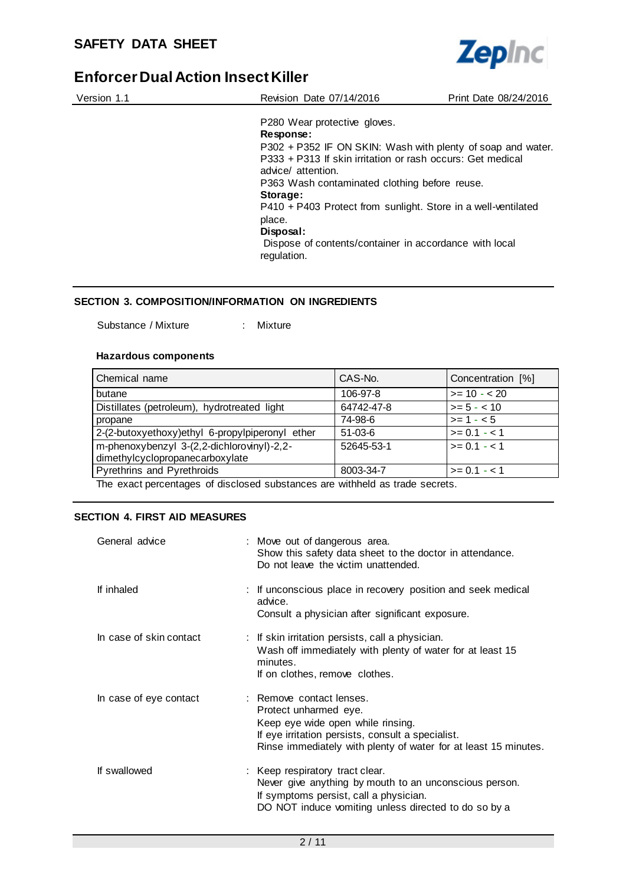P280 Wear protective gloves.

**Response:**

P302 + P352 IF ON SKIN: Wash with plenty of soap and water.

P333 + P313 If skin irritation or rash occurs: Get medical advice/ attention.

P363 Wash contaminated clothing before reuse.

**Storage:**

P410 + P403 Protect from sunlight. Store in a well-ventilated place.

**Disposal:**

Dispose of contents/container in accordance with local regulation.

## SECTION 3. COMPOSITION/INFORMATION ON INGREDIENTS

Substance / Mixture : Mixture

### Hazardous components

| Chemical name | CAS-No. | Concentration [%] |
|---|---|---|
| butane | 106-97-8 | >= 10 - < 20 |
| Distillates (petroleum), hydrotreated light | 64742-47-8 | >= 5 - < 10 |
| propane | 74-98-6 | >= 1 - < 5 |
| 2-(2-butoxyethoxy)ethyl 6-propylpiperonyl ether | 51-03-6 | >= 0.1 - < 1 |
| m-phenoxybenzyl 3-(2,2-dichlorovinyl)-2,2-dimethylcyclopropanecarboxylate | 52645-53-1 | >= 0.1 - < 1 |
| Pyrethrins and Pyrethroids | 8003-34-7 | >= 0.1 - < 1 |

The exact percentages of disclosed substances are withheld as trade secrets.

## SECTION 4. FIRST AID MEASURES

General advice : Move out of dangerous area.
Show this safety data sheet to the doctor in attendance.
Do not leave the victim unattended.

If inhaled : If unconscious place in recovery position and seek medical advice.
Consult a physician after significant exposure.

In case of skin contact : If skin irritation persists, call a physician.
Wash off immediately with plenty of water for at least 15 minutes.
If on clothes, remove clothes.

In case of eye contact : Remove contact lenses.
Protect unharmed eye.
Keep eye wide open while rinsing.
If eye irritation persists, consult a specialist.
Rinse immediately with plenty of water for at least 15 minutes.

If swallowed : Keep respiratory tract clear.
Never give anything by mouth to an unconscious person.
If symptoms persist, call a physician.
DO NOT induce vomiting unless directed to do so by a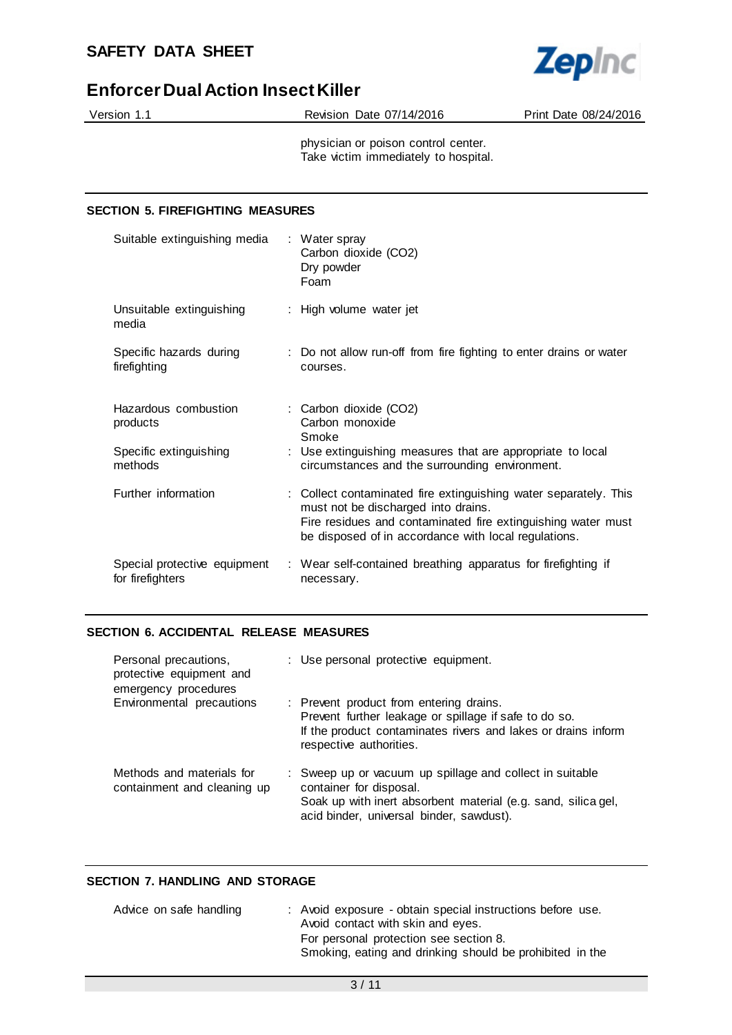physician or poison control center.
Take victim immediately to hospital.

## SECTION 5. FIREFIGHTING MEASURES

| | |
|---|---|
| Suitable extinguishing media | : Water spray<br>Carbon dioxide ($CO_2$)<br>Dry powder<br>Foam |
| Unsuitable extinguishing media | : High volume water jet |
| Specific hazards during firefighting | : Do not allow run-off from fire fighting to enter drains or water courses. |
| Hazardous combustion products | : Carbon dioxide ($CO_2$)<br>Carbon monoxide<br>Smoke |
| Specific extinguishing methods | : Use extinguishing measures that are appropriate to local circumstances and the surrounding environment. |
| Further information | : Collect contaminated fire extinguishing water separately. This must not be discharged into drains.<br>Fire residues and contaminated fire extinguishing water must be disposed of in accordance with local regulations. |
| Special protective equipment for firefighters | : Wear self-contained breathing apparatus for firefighting if necessary. |

## SECTION 6. ACCIDENTAL RELEASE MEASURES

| | |
|---|---|
| Personal precautions, protective equipment and emergency procedures | : Use personal protective equipment. |
| Environmental precautions | : Prevent product from entering drains.<br>Prevent further leakage or spillage if safe to do so.<br>If the product contaminates rivers and lakes or drains inform respective authorities. |
| Methods and materials for containment and cleaning up | : Sweep up or vacuum up spillage and collect in suitable container for disposal.<br>Soak up with inert absorbent material (e.g. sand, silica gel, acid binder, universal binder, sawdust). |

## SECTION 7. HANDLING AND STORAGE

| | |
|---|---|
| Advice on safe handling | : Avoid exposure - obtain special instructions before use.<br>Avoid contact with skin and eyes.<br>For personal protection see section 8.<br>Smoking, eating and drinking should be prohibited in the |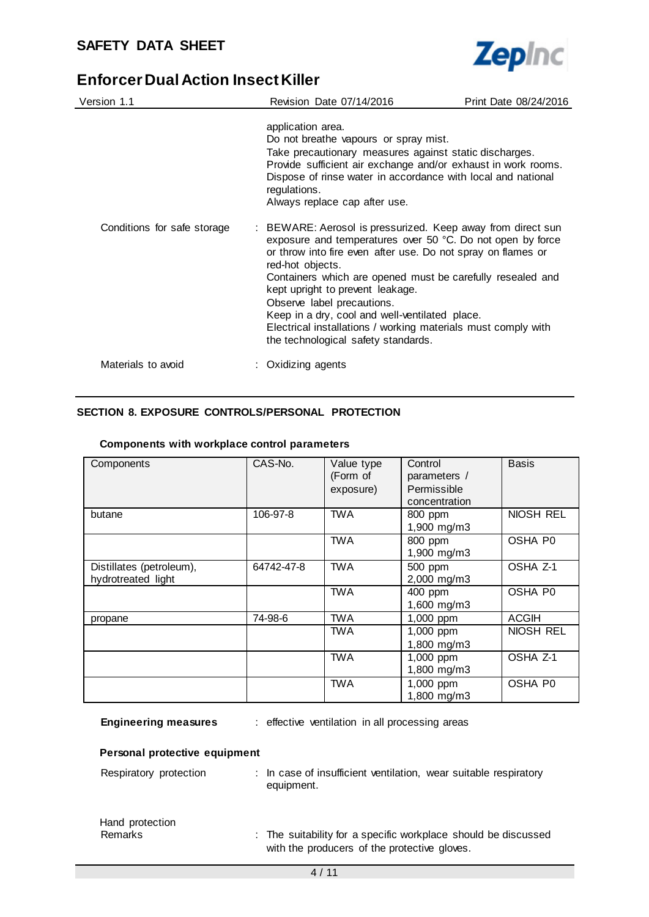| | |
|---|---|
| | application area.<br>Do not breathe vapours or spray mist.<br>Take precautionary measures against static discharges.<br>Provide sufficient air exchange and/or exhaust in work rooms.<br>Dispose of rinse water in accordance with local and national regulations.<br>Always replace cap after use. |
| Conditions for safe storage | : BEWARE: Aerosol is pressurized. Keep away from direct sun exposure and temperatures over 50 °C. Do not open by force or throw into fire even after use. Do not spray on flames or red-hot objects.<br>Containers which are opened must be carefully resealed and kept upright to prevent leakage.<br>Observe label precautions.<br>Keep in a dry, cool and well-ventilated place.<br>Electrical installations / working materials must comply with the technological safety standards. |
| Materials to avoid | : Oxidizing agents |

## SECTION 8. EXPOSURE CONTROLS/PERSONAL PROTECTION

### Components with workplace control parameters

| Components | CAS-No. | Value type (Form of exposure) | Control parameters / Permissible concentration | Basis |
|---|---|---|---|---|
| butane | 106-97-8 | TWA | 800 ppm<br>1,900 mg/m3 | NIOSH REL |
| | | TWA | 800 ppm<br>1,900 mg/m3 | OSHA P0 |
| Distillates (petroleum), hydrotreated light | 64742-47-8 | TWA | 500 ppm<br>2,000 mg/m3 | OSHA Z-1 |
| | | TWA | 400 ppm<br>1,600 mg/m3 | OSHA P0 |
| propane | 74-98-6 | TWA | 1,000 ppm | ACGIH |
| | | TWA | 1,000 ppm<br>1,800 mg/m3 | NIOSH REL |
| | | TWA | 1,000 ppm<br>1,800 mg/m3 | OSHA Z-1 |
| | | TWA | 1,000 ppm<br>1,800 mg/m3 | OSHA P0 |

**Engineering measures** : effective ventilation in all processing areas

### Personal protective equipment

Respiratory protection : In case of insufficient ventilation, wear suitable respiratory equipment.

Hand protection

Remarks : The suitability for a specific workplace should be discussed with the producers of the protective gloves.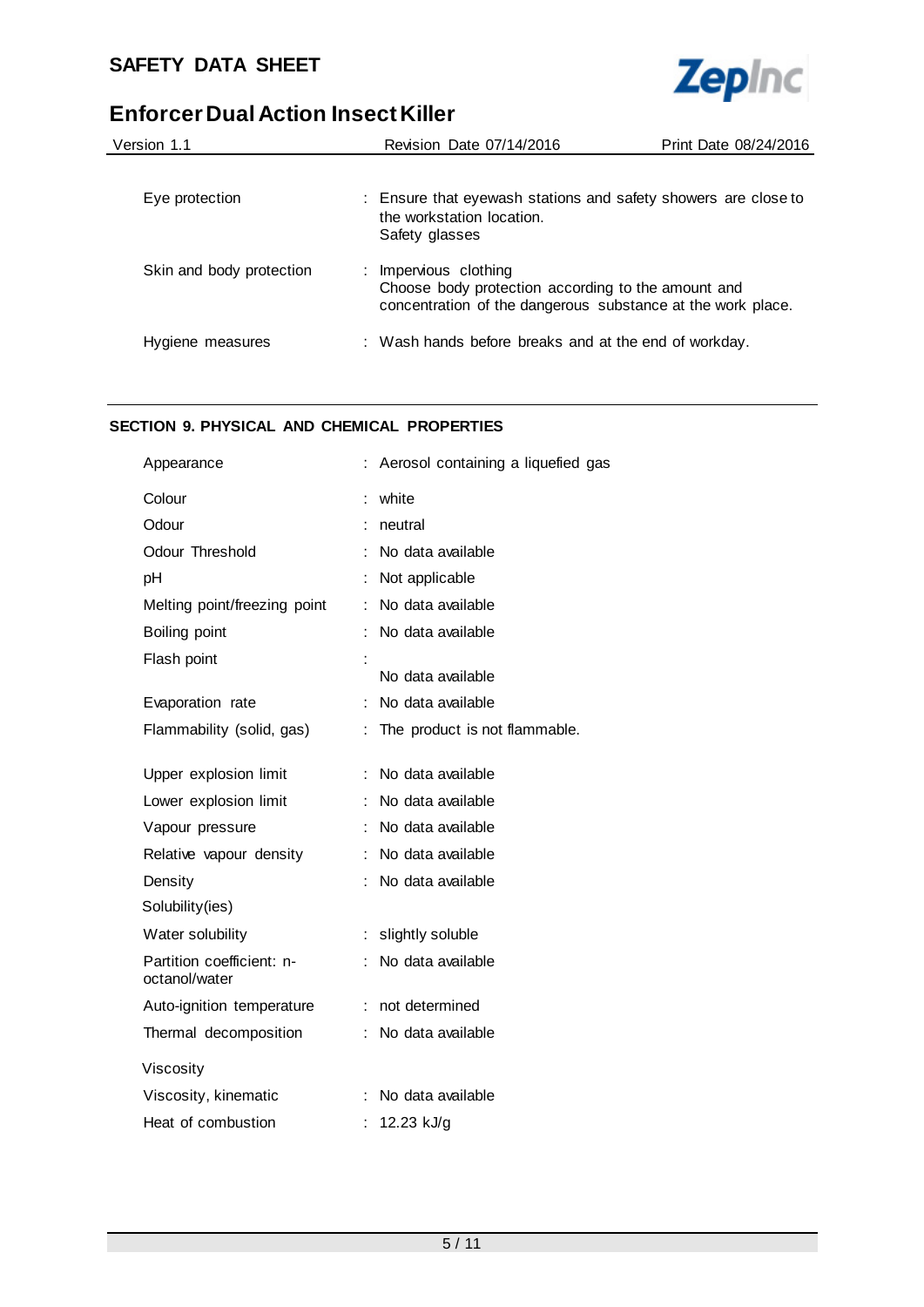| | |
|---|---|
| Eye protection | : Ensure that eyewash stations and safety showers are close to the workstation location.<br>Safety glasses |
| Skin and body protection | : Impervious clothing<br>Choose body protection according to the amount and concentration of the dangerous substance at the work place. |
| Hygiene measures | : Wash hands before breaks and at the end of workday. |

## SECTION 9. PHYSICAL AND CHEMICAL PROPERTIES

| | |
|---|---|
| Appearance | : Aerosol containing a liquefied gas |
| Colour | : white |
| Odour | : neutral |
| Odour Threshold | : No data available |
| pH | : Not applicable |
| Melting point/freezing point | : No data available |
| Boiling point | : No data available |
| Flash point | : No data available |
| Evaporation rate | : No data available |
| Flammability (solid, gas) | : The product is not flammable. |
| Upper explosion limit | : No data available |
| Lower explosion limit | : No data available |
| Vapour pressure | : No data available |
| Relative vapour density | : No data available |
| Density | : No data available |
| Solubility(ies) | |
| Water solubility | : slightly soluble |
| Partition coefficient: n-octanol/water | : No data available |
| Auto-ignition temperature | : not determined |
| Thermal decomposition | : No data available |
| Viscosity | |
| Viscosity, kinematic | : No data available |
| Heat of combustion | : 12.23 kJ/g |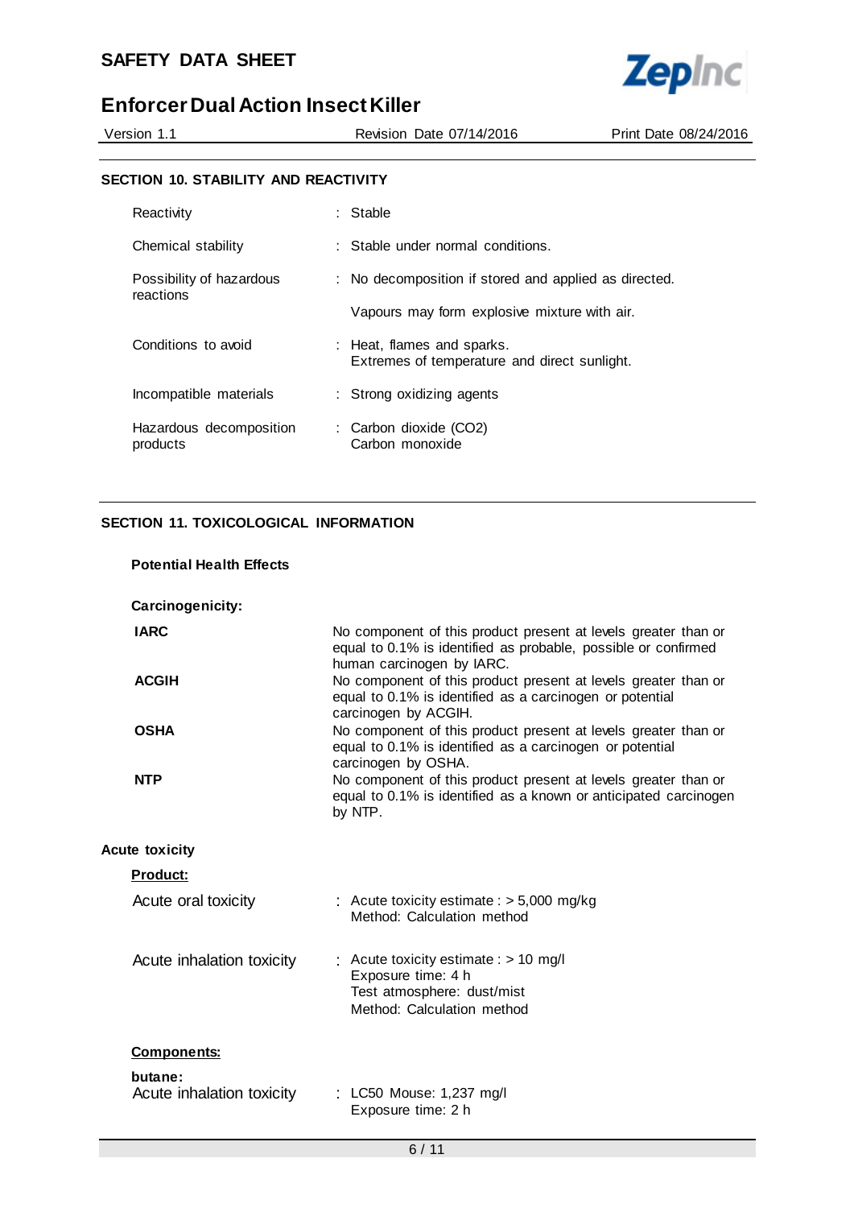## SECTION 10. STABILITY AND REACTIVITY

| | |
|---|---|
| Reactivity | : Stable |
| Chemical stability | : Stable under normal conditions. |
| Possibility of hazardous reactions | : No decomposition if stored and applied as directed.<br>Vapours may form explosive mixture with air. |
| Conditions to avoid | : Heat, flames and sparks.<br>Extremes of temperature and direct sunlight. |
| Incompatible materials | : Strong oxidizing agents |
| Hazardous decomposition products | : Carbon dioxide ($CO_2$)<br>Carbon monoxide |

## SECTION 11. TOXICOLOGICAL INFORMATION

### Potential Health Effects

**Carcinogenicity:**

| | |
|---|---|
| **IARC** | No component of this product present at levels greater than or equal to 0.1% is identified as probable, possible or confirmed human carcinogen by IARC. |
| **ACGIH** | No component of this product present at levels greater than or equal to 0.1% is identified as a carcinogen or potential carcinogen by ACGIH. |
| **OSHA** | No component of this product present at levels greater than or equal to 0.1% is identified as a carcinogen or potential carcinogen by OSHA. |
| **NTP** | No component of this product present at levels greater than or equal to 0.1% is identified as a known or anticipated carcinogen by NTP. |

**Acute toxicity**

**Product:**

| | |
|---|---|
| Acute oral toxicity | : Acute toxicity estimate : > 5,000 mg/kg<br>Method: Calculation method |
| Acute inhalation toxicity | : Acute toxicity estimate : > 10 mg/l<br>Exposure time: 4 h<br>Test atmosphere: dust/mist<br>Method: Calculation method |

**Components:**

**butane:**

| | |
|---|---|
| Acute inhalation toxicity | : LC50 Mouse: 1,237 mg/l<br>Exposure time: 2 h |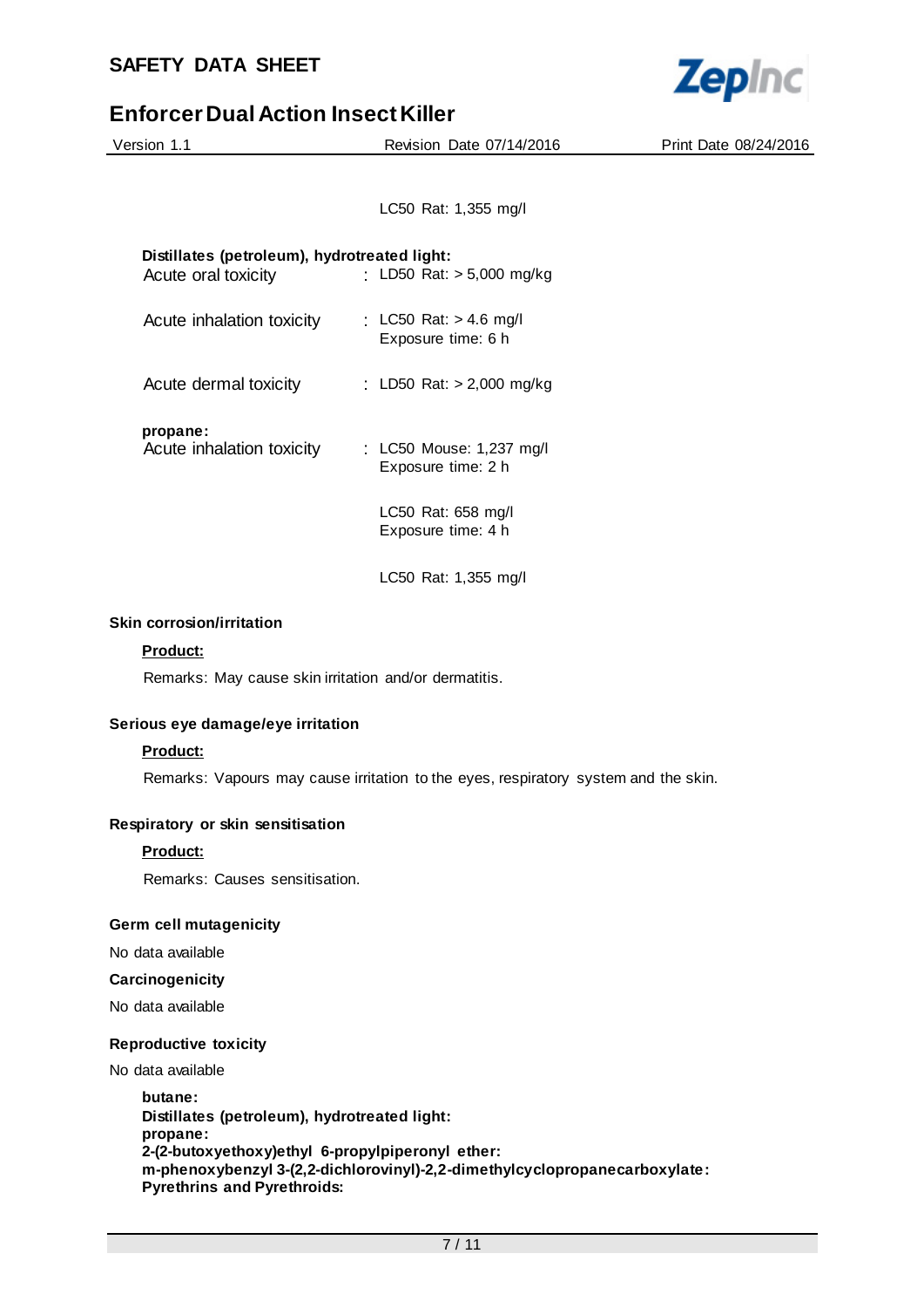LC50 Rat: 1,355 mg/l

**Distillates (petroleum), hydrotreated light:**

| | |
|---|---|
| Acute oral toxicity | : LD50 Rat: > 5,000 mg/kg |
| Acute inhalation toxicity | : LC50 Rat: > 4.6 mg/l<br>Exposure time: 6 h |
| Acute dermal toxicity | : LD50 Rat: > 2,000 mg/kg |

**propane:**

| | |
|---|---|
| Acute inhalation toxicity | : LC50 Mouse: 1,237 mg/l<br>Exposure time: 2 h |
| | LC50 Rat: 658 mg/l<br>Exposure time: 4 h |
| | LC50 Rat: 1,355 mg/l |

### Skin corrosion/irritation

**Product:**

Remarks: May cause skin irritation and/or dermatitis.

### Serious eye damage/eye irritation

**Product:**

Remarks: Vapours may cause irritation to the eyes, respiratory system and the skin.

### Respiratory or skin sensitisation

**Product:**

Remarks: Causes sensitisation.

### Germ cell mutagenicity

No data available

### Carcinogenicity

No data available

### Reproductive toxicity

No data available

**butane:**
**Distillates (petroleum), hydrotreated light:**
**propane:**
**2-(2-butoxyethoxy)ethyl 6-propylpiperonyl ether:**
**m-phenoxybenzyl 3-(2,2-dichlorovinyl)-2,2-dimethylcyclopropanecarboxylate:**
**Pyrethrins and Pyrethroids:**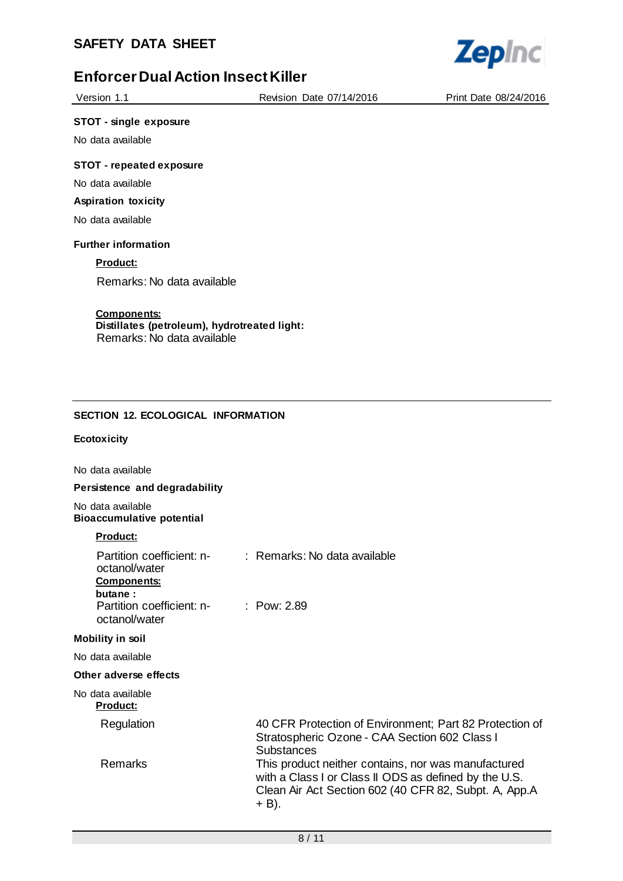**STOT - single exposure**

No data available

**STOT - repeated exposure**

No data available

**Aspiration toxicity**

No data available

**Further information**

**Product:**

Remarks: No data available

**Components:**

**Distillates (petroleum), hydrotreated light:**

Remarks: No data available

## SECTION 12. ECOLOGICAL INFORMATION

**Ecotoxicity**

No data available

**Persistence and degradability**

No data available

**Bioaccumulative potential**

**Product:**

Partition coefficient: n-octanol/water : Remarks: No data available

**Components:**

**butane :**

Partition coefficient: n-octanol/water : Pow: 2.89

**Mobility in soil**

No data available

**Other adverse effects**

No data available

**Product:**

| | |
|---|---|
| Regulation | 40 CFR Protection of Environment; Part 82 Protection of Stratospheric Ozone - CAA Section 602 Class I Substances |
| Remarks | This product neither contains, nor was manufactured with a Class I or Class II ODS as defined by the U.S. Clean Air Act Section 602 (40 CFR 82, Subpt. A, App.A + B). |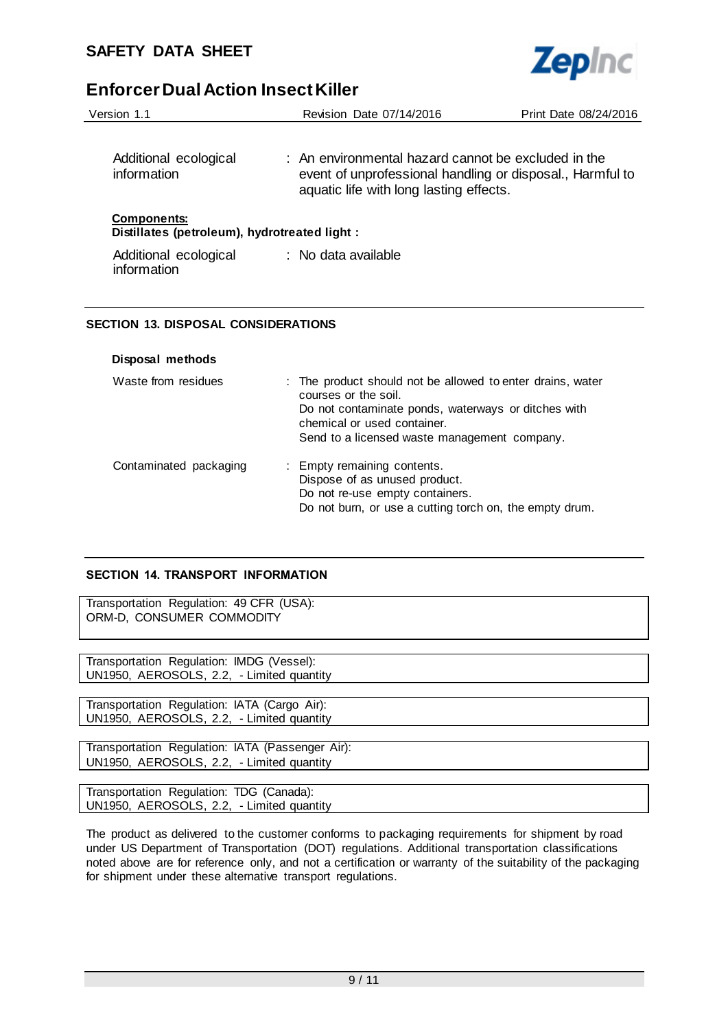| | |
|---|---|
| Additional ecological information | : An environmental hazard cannot be excluded in the event of unprofessional handling or disposal., Harmful to aquatic life with long lasting effects. |

**Components:**

**Distillates (petroleum), hydrotreated light :**

| | |
|---|---|
| Additional ecological information | : No data available |

## SECTION 13. DISPOSAL CONSIDERATIONS

**Disposal methods**

| | |
|---|---|
| Waste from residues | : The product should not be allowed to enter drains, water courses or the soil.<br>Do not contaminate ponds, waterways or ditches with chemical or used container.<br>Send to a licensed waste management company. |
| Contaminated packaging | : Empty remaining contents.<br>Dispose of as unused product.<br>Do not re-use empty containers.<br>Do not burn, or use a cutting torch on, the empty drum. |

## SECTION 14. TRANSPORT INFORMATION

Transportation Regulation: 49 CFR (USA):
ORM-D, CONSUMER COMMODITY

Transportation Regulation: IMDG (Vessel):
UN1950, AEROSOLS, 2.2, - Limited quantity

Transportation Regulation: IATA (Cargo Air):
UN1950, AEROSOLS, 2.2, - Limited quantity

Transportation Regulation: IATA (Passenger Air):
UN1950, AEROSOLS, 2.2, - Limited quantity

Transportation Regulation: TDG (Canada):
UN1950, AEROSOLS, 2.2, - Limited quantity

The product as delivered to the customer conforms to packaging requirements for shipment by road under US Department of Transportation (DOT) regulations. Additional transportation classifications noted above are for reference only, and not a certification or warranty of the suitability of the packaging for shipment under these alternative transport regulations.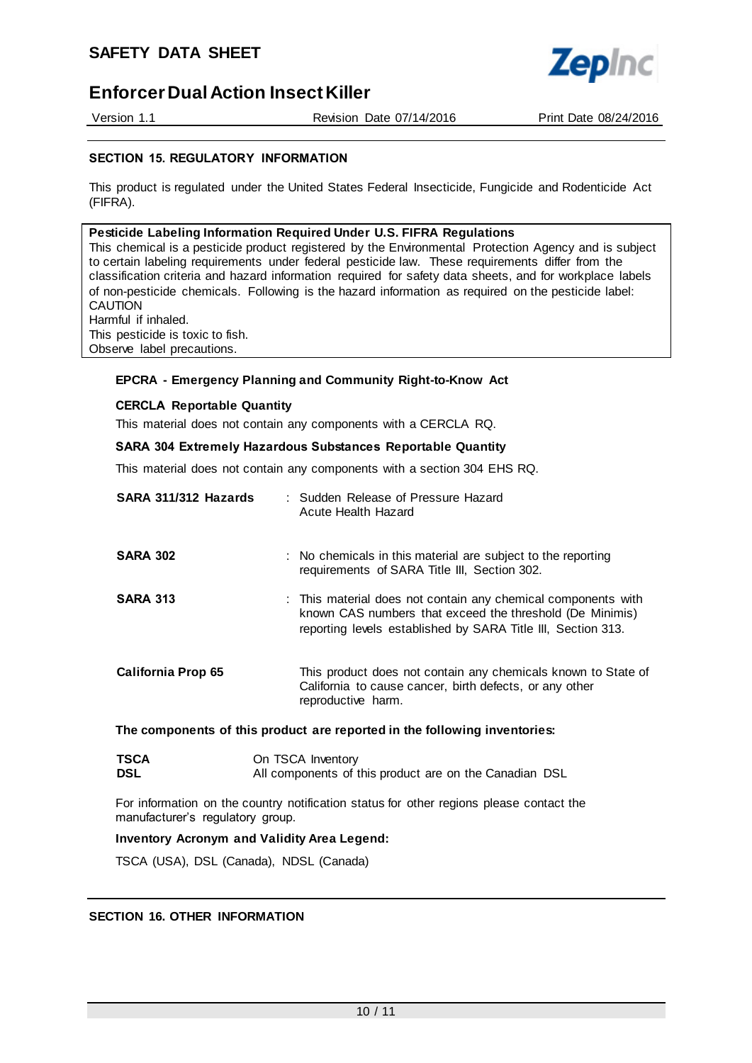## SECTION 15. REGULATORY INFORMATION

This product is regulated under the United States Federal Insecticide, Fungicide and Rodenticide Act (FIFRA).

**Pesticide Labeling Information Required Under U.S. FIFRA Regulations**
This chemical is a pesticide product registered by the Environmental Protection Agency and is subject to certain labeling requirements under federal pesticide law. These requirements differ from the classification criteria and hazard information required for safety data sheets, and for workplace labels of non-pesticide chemicals. Following is the hazard information as required on the pesticide label:
CAUTION
Harmful if inhaled.
This pesticide is toxic to fish.
Observe label precautions.

**EPCRA - Emergency Planning and Community Right-to-Know Act**

**CERCLA Reportable Quantity**

This material does not contain any components with a CERCLA RQ.

**SARA 304 Extremely Hazardous Substances Reportable Quantity**

This material does not contain any components with a section 304 EHS RQ.

| | |
|---|---|
| **SARA 311/312 Hazards** | : Sudden Release of Pressure Hazard<br>Acute Health Hazard |
| **SARA 302** | : No chemicals in this material are subject to the reporting requirements of SARA Title III, Section 302. |
| **SARA 313** | : This material does not contain any chemical components with known CAS numbers that exceed the threshold (De Minimis) reporting levels established by SARA Title III, Section 313. |
| **California Prop 65** | This product does not contain any chemicals known to State of California to cause cancer, birth defects, or any other reproductive harm. |

**The components of this product are reported in the following inventories:**

| | |
|---|---|
| **TSCA** | On TSCA Inventory |
| **DSL** | All components of this product are on the Canadian DSL |

For information on the country notification status for other regions please contact the manufacturer's regulatory group.

**Inventory Acronym and Validity Area Legend:**

TSCA (USA), DSL (Canada), NDSL (Canada)

## SECTION 16. OTHER INFORMATION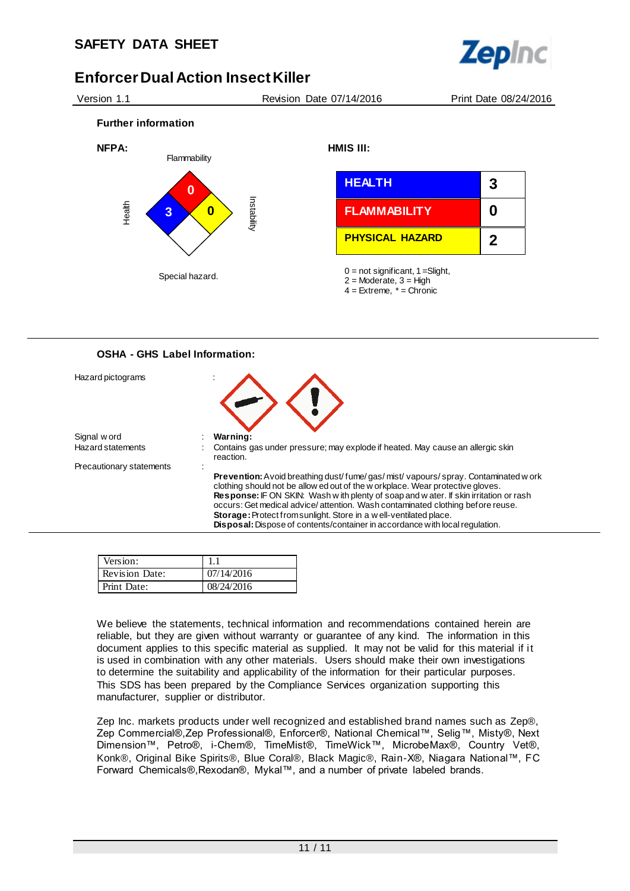## Further information

**NFPA:**

Flammability: 0
Health: 3
Instability: 0
Special hazard.

**HMIS III:**

| | |
|---|---|
| HEALTH | 3 |
| FLAMMABILITY | 0 |
| PHYSICAL HAZARD | 2 |

0 = not significant, 1 =Slight,
2 = Moderate, 3 = High
4 = Extreme, * = Chronic

### OSHA - GHS Label Information:

Hazard pictograms :

Signal word : **Warning:**

Hazard statements : Contains gas under pressure; may explode if heated. May cause an allergic skin reaction.

Precautionary statements :

**Prevention:** Avoid breathing dust/ fume/ gas/ mist/ vapours/ spray. Contaminated work clothing should not be allowed out of the workplace. Wear protective gloves.
**Response:** IF ON SKIN: Wash with plenty of soap and water. If skin irritation or rash occurs: Get medical advice/ attention. Wash contaminated clothing before reuse.
**Storage:** Protect from sunlight. Store in a well-ventilated place.
**Disposal:** Dispose of contents/container in accordance with local regulation.

| | |
|---|---|
| Version: | 1.1 |
| Revision Date: | 07/14/2016 |
| Print Date: | 08/24/2016 |

We believe the statements, technical information and recommendations contained herein are reliable, but they are given without warranty or guarantee of any kind. The information in this document applies to this specific material as supplied. It may not be valid for this material if it is used in combination with any other materials. Users should make their own investigations to determine the suitability and applicability of the information for their particular purposes. This SDS has been prepared by the Compliance Services organization supporting this manufacturer, supplier or distributor.

Zep Inc. markets products under well recognized and established brand names such as Zep®, Zep Commercial®,Zep Professional®, Enforcer®, National Chemical™, Selig™, Misty®, Next Dimension™, Petro®, i-Chem®, TimeMist®, TimeWick™, MicrobeMax®, Country Vet®, Konk®, Original Bike Spirits®, Blue Coral®, Black Magic®, Rain-X®, Niagara National™, FC Forward Chemicals®,Rexodan®, Mykal™, and a number of private labeled brands.